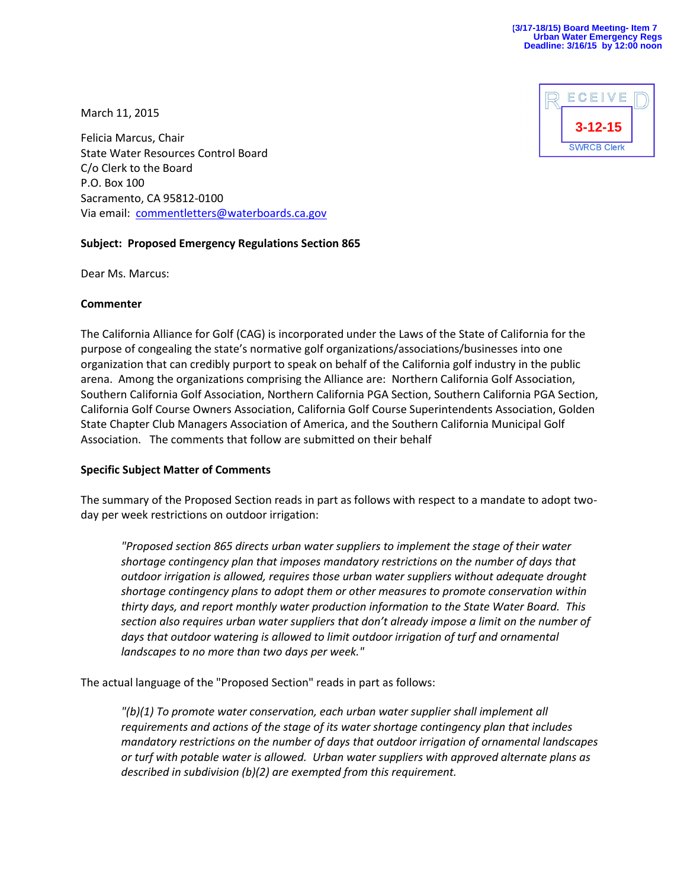(3/17-18/15) Board Meeting- Item 7
Urban Water Emergency Regs
Deadline: 3/16/15 by 12:00 noon

RECEIVED
3-12-15
SWRCB Clerk

March 11, 2015

Felicia Marcus, Chair
State Water Resources Control Board
C/o Clerk to the Board
P.O. Box 100
Sacramento, CA 95812-0100
Via email: commentletters@waterboards.ca.gov

**Subject: Proposed Emergency Regulations Section 865**

Dear Ms. Marcus:

**Commenter**

The California Alliance for Golf (CAG) is incorporated under the Laws of the State of California for the purpose of congealing the state's normative golf organizations/associations/businesses into one organization that can credibly purport to speak on behalf of the California golf industry in the public arena. Among the organizations comprising the Alliance are: Northern California Golf Association, Southern California Golf Association, Northern California PGA Section, Southern California PGA Section, California Golf Course Owners Association, California Golf Course Superintendents Association, Golden State Chapter Club Managers Association of America, and the Southern California Municipal Golf Association. The comments that follow are submitted on their behalf

**Specific Subject Matter of Comments**

The summary of the Proposed Section reads in part as follows with respect to a mandate to adopt two-day per week restrictions on outdoor irrigation:

> *"Proposed section 865 directs urban water suppliers to implement the stage of their water shortage contingency plan that imposes mandatory restrictions on the number of days that outdoor irrigation is allowed, requires those urban water suppliers without adequate drought shortage contingency plans to adopt them or other measures to promote conservation within thirty days, and report monthly water production information to the State Water Board. This section also requires urban water suppliers that don't already impose a limit on the number of days that outdoor watering is allowed to limit outdoor irrigation of turf and ornamental landscapes to no more than two days per week."*

The actual language of the "Proposed Section" reads in part as follows:

> *"(b)(1) To promote water conservation, each urban water supplier shall implement all requirements and actions of the stage of its water shortage contingency plan that includes mandatory restrictions on the number of days that outdoor irrigation of ornamental landscapes or turf with potable water is allowed. Urban water suppliers with approved alternate plans as described in subdivision (b)(2) are exempted from this requirement.*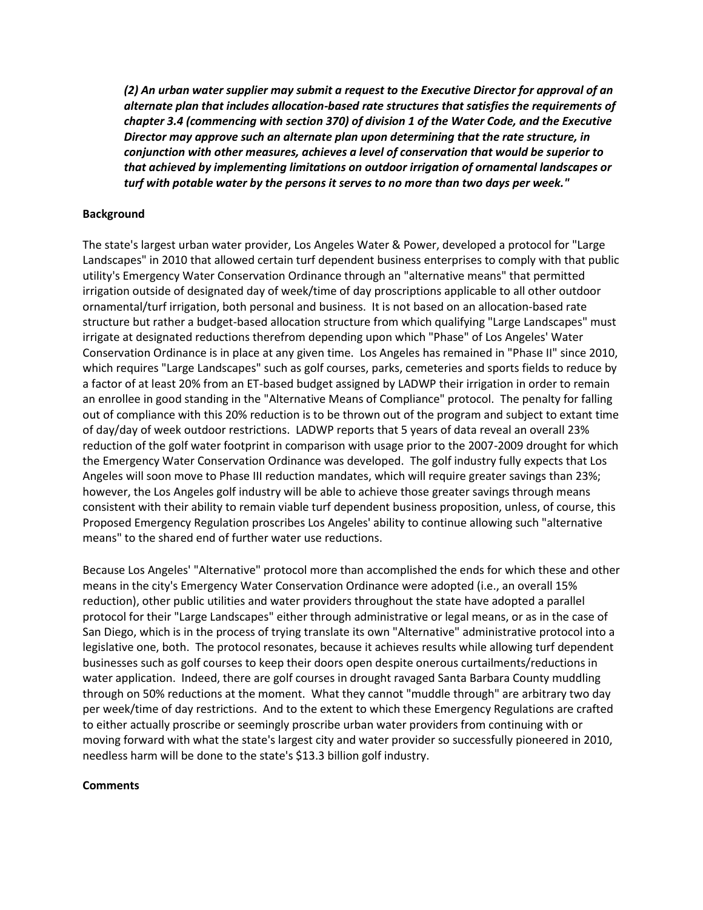***(2) An urban water supplier may submit a request to the Executive Director for approval of an alternate plan that includes allocation-based rate structures that satisfies the requirements of chapter 3.4 (commencing with section 370) of division 1 of the Water Code, and the Executive Director may approve such an alternate plan upon determining that the rate structure, in conjunction with other measures, achieves a level of conservation that would be superior to that achieved by implementing limitations on outdoor irrigation of ornamental landscapes or turf with potable water by the persons it serves to no more than two days per week."***

**Background**

The state's largest urban water provider, Los Angeles Water & Power, developed a protocol for "Large Landscapes" in 2010 that allowed certain turf dependent business enterprises to comply with that public utility's Emergency Water Conservation Ordinance through an "alternative means" that permitted irrigation outside of designated day of week/time of day proscriptions applicable to all other outdoor ornamental/turf irrigation, both personal and business. It is not based on an allocation-based rate structure but rather a budget-based allocation structure from which qualifying "Large Landscapes" must irrigate at designated reductions therefrom depending upon which "Phase" of Los Angeles' Water Conservation Ordinance is in place at any given time. Los Angeles has remained in "Phase II" since 2010, which requires "Large Landscapes" such as golf courses, parks, cemeteries and sports fields to reduce by a factor of at least 20% from an ET-based budget assigned by LADWP their irrigation in order to remain an enrollee in good standing in the "Alternative Means of Compliance" protocol. The penalty for falling out of compliance with this 20% reduction is to be thrown out of the program and subject to extant time of day/day of week outdoor restrictions. LADWP reports that 5 years of data reveal an overall 23% reduction of the golf water footprint in comparison with usage prior to the 2007-2009 drought for which the Emergency Water Conservation Ordinance was developed. The golf industry fully expects that Los Angeles will soon move to Phase III reduction mandates, which will require greater savings than 23%; however, the Los Angeles golf industry will be able to achieve those greater savings through means consistent with their ability to remain viable turf dependent business proposition, unless, of course, this Proposed Emergency Regulation proscribes Los Angeles' ability to continue allowing such "alternative means" to the shared end of further water use reductions.

Because Los Angeles' "Alternative" protocol more than accomplished the ends for which these and other means in the city's Emergency Water Conservation Ordinance were adopted (i.e., an overall 15% reduction), other public utilities and water providers throughout the state have adopted a parallel protocol for their "Large Landscapes" either through administrative or legal means, or as in the case of San Diego, which is in the process of trying translate its own "Alternative" administrative protocol into a legislative one, both. The protocol resonates, because it achieves results while allowing turf dependent businesses such as golf courses to keep their doors open despite onerous curtailments/reductions in water application. Indeed, there are golf courses in drought ravaged Santa Barbara County muddling through on 50% reductions at the moment. What they cannot "muddle through" are arbitrary two day per week/time of day restrictions. And to the extent to which these Emergency Regulations are crafted to either actually proscribe or seemingly proscribe urban water providers from continuing with or moving forward with what the state's largest city and water provider so successfully pioneered in 2010, needless harm will be done to the state's $13.3 billion golf industry.

**Comments**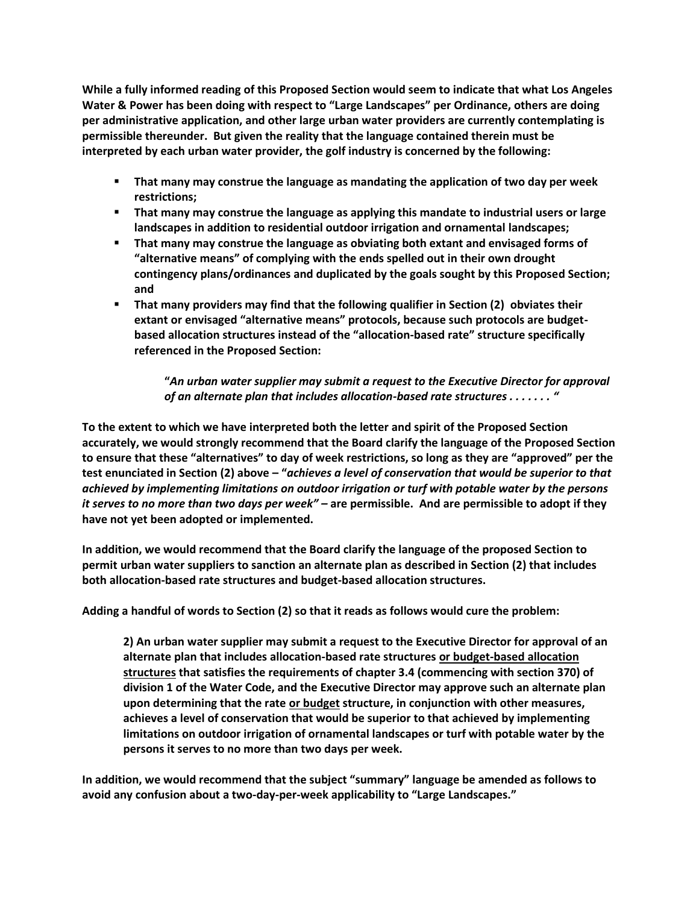**While a fully informed reading of this Proposed Section would seem to indicate that what Los Angeles Water & Power has been doing with respect to "Large Landscapes" per Ordinance, others are doing per administrative application, and other large urban water providers are currently contemplating is permissible thereunder. But given the reality that the language contained therein must be interpreted by each urban water provider, the golf industry is concerned by the following:**

- **That many may construe the language as mandating the application of two day per week restrictions;**
- **That many may construe the language as applying this mandate to industrial users or large landscapes in addition to residential outdoor irrigation and ornamental landscapes;**
- **That many may construe the language as obviating both extant and envisaged forms of "alternative means" of complying with the ends spelled out in their own drought contingency plans/ordinances and duplicated by the goals sought by this Proposed Section; and**
- **That many providers may find that the following qualifier in Section (2) obviates their extant or envisaged "alternative means" protocols, because such protocols are budget-based allocation structures instead of the "allocation-based rate" structure specifically referenced in the Proposed Section:**

> **"*An urban water supplier may submit a request to the Executive Director for approval of an alternate plan that includes allocation-based rate structures . . . . . . . "***

**To the extent to which we have interpreted both the letter and spirit of the Proposed Section accurately, we would strongly recommend that the Board clarify the language of the Proposed Section to ensure that these "alternatives" to day of week restrictions, so long as they are "approved" per the test enunciated in Section (2) above – "*achieves a level of conservation that would be superior to that achieved by implementing limitations on outdoor irrigation or turf with potable water by the persons it serves to no more than two days per week"* – are permissible. And are permissible to adopt if they have not yet been adopted or implemented.**

**In addition, we would recommend that the Board clarify the language of the proposed Section to permit urban water suppliers to sanction an alternate plan as described in Section (2) that includes both allocation-based rate structures and budget-based allocation structures.**

**Adding a handful of words to Section (2) so that it reads as follows would cure the problem:**

> **2) An urban water supplier may submit a request to the Executive Director for approval of an alternate plan that includes allocation-based rate structures <u>or budget-based allocation structures</u> that satisfies the requirements of chapter 3.4 (commencing with section 370) of division 1 of the Water Code, and the Executive Director may approve such an alternate plan upon determining that the rate <u>or budget</u> structure, in conjunction with other measures, achieves a level of conservation that would be superior to that achieved by implementing limitations on outdoor irrigation of ornamental landscapes or turf with potable water by the persons it serves to no more than two days per week.**

**In addition, we would recommend that the subject "summary" language be amended as follows to avoid any confusion about a two-day-per-week applicability to "Large Landscapes."**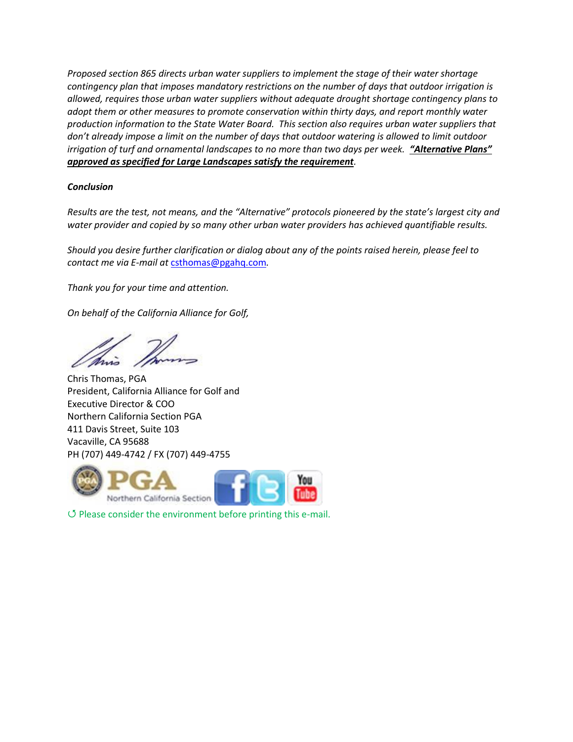*Proposed section 865 directs urban water suppliers to implement the stage of their water shortage contingency plan that imposes mandatory restrictions on the number of days that outdoor irrigation is allowed, requires those urban water suppliers without adequate drought shortage contingency plans to adopt them or other measures to promote conservation within thirty days, and report monthly water production information to the State Water Board. This section also requires urban water suppliers that don't already impose a limit on the number of days that outdoor watering is allowed to limit outdoor irrigation of turf and ornamental landscapes to no more than two days per week. **"Alternative Plans" approved as specified for Large Landscapes satisfy the requirement**.*

***Conclusion***

*Results are the test, not means, and the "Alternative" protocols pioneered by the state's largest city and water provider and copied by so many other urban water providers has achieved quantifiable results.*

*Should you desire further clarification or dialog about any of the points raised herein, please feel to contact me via E-mail at csthomas@pgahq.com.*

*Thank you for your time and attention.*

*On behalf of the California Alliance for Golf,*

Chris Thomas, PGA
President, California Alliance for Golf and
Executive Director & COO
Northern California Section PGA
411 Davis Street, Suite 103
Vacaville, CA 95688
PH (707) 449-4742 / FX (707) 449-4755

PGA Northern California Section

↺ Please consider the environment before printing this e-mail.